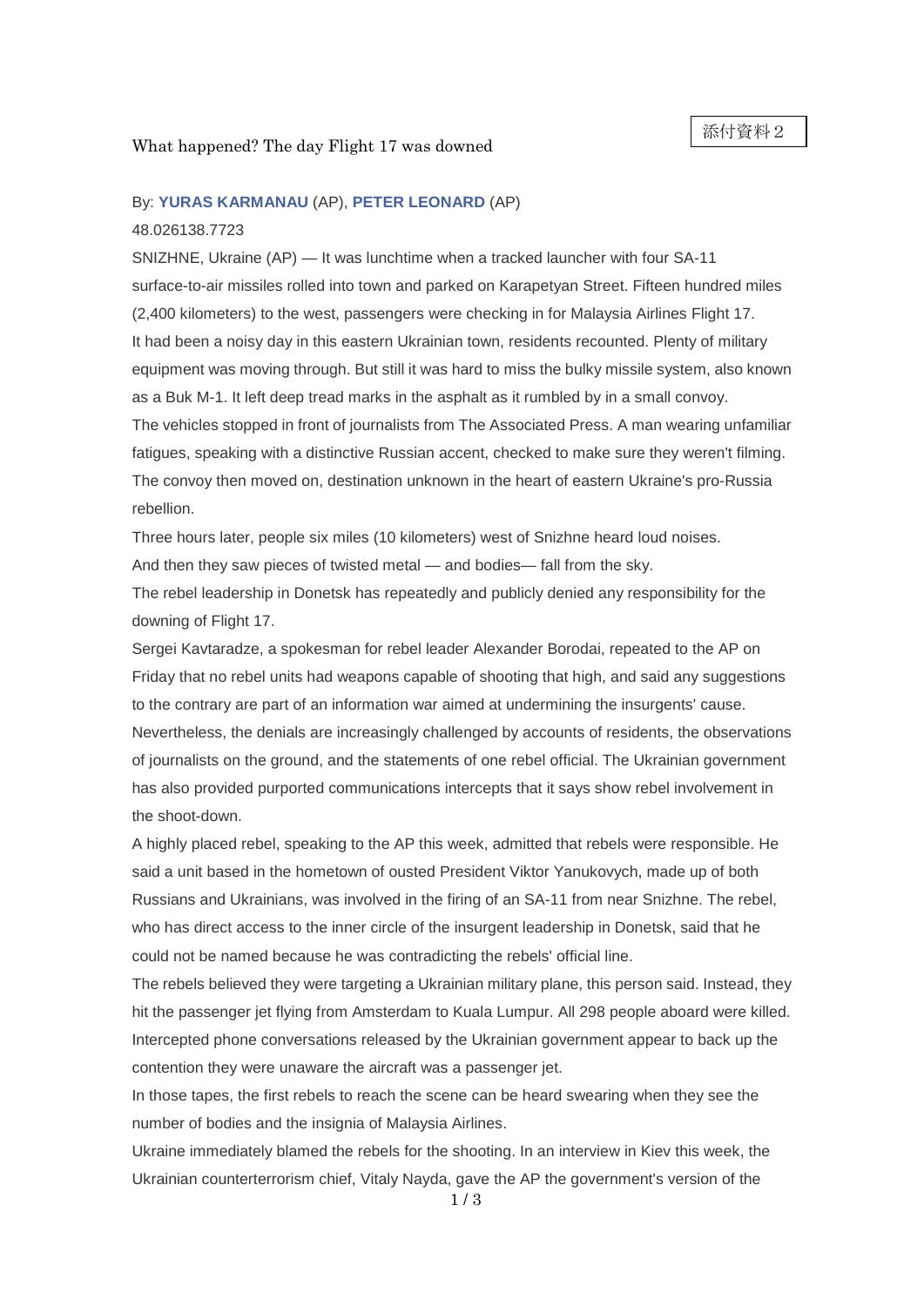添付資料２

# What happened? The day Flight 17 was downed

By: **YURAS KARMANAU** (AP), **PETER LEONARD** (AP)

48.026138.7723

SNIZHNE, Ukraine (AP) — It was lunchtime when a tracked launcher with four SA-11 surface-to-air missiles rolled into town and parked on Karapetyan Street. Fifteen hundred miles (2,400 kilometers) to the west, passengers were checking in for Malaysia Airlines Flight 17.

It had been a noisy day in this eastern Ukrainian town, residents recounted. Plenty of military equipment was moving through. But still it was hard to miss the bulky missile system, also known as a Buk M-1. It left deep tread marks in the asphalt as it rumbled by in a small convoy.

The vehicles stopped in front of journalists from The Associated Press. A man wearing unfamiliar fatigues, speaking with a distinctive Russian accent, checked to make sure they weren't filming. The convoy then moved on, destination unknown in the heart of eastern Ukraine's pro-Russia rebellion.

Three hours later, people six miles (10 kilometers) west of Snizhne heard loud noises.

And then they saw pieces of twisted metal — and bodies— fall from the sky.

The rebel leadership in Donetsk has repeatedly and publicly denied any responsibility for the downing of Flight 17.

Sergei Kavtaradze, a spokesman for rebel leader Alexander Borodai, repeated to the AP on Friday that no rebel units had weapons capable of shooting that high, and said any suggestions to the contrary are part of an information war aimed at undermining the insurgents' cause.

Nevertheless, the denials are increasingly challenged by accounts of residents, the observations of journalists on the ground, and the statements of one rebel official. The Ukrainian government has also provided purported communications intercepts that it says show rebel involvement in the shoot-down.

A highly placed rebel, speaking to the AP this week, admitted that rebels were responsible. He said a unit based in the hometown of ousted President Viktor Yanukovych, made up of both Russians and Ukrainians, was involved in the firing of an SA-11 from near Snizhne. The rebel, who has direct access to the inner circle of the insurgent leadership in Donetsk, said that he could not be named because he was contradicting the rebels' official line.

The rebels believed they were targeting a Ukrainian military plane, this person said. Instead, they hit the passenger jet flying from Amsterdam to Kuala Lumpur. All 298 people aboard were killed.

Intercepted phone conversations released by the Ukrainian government appear to back up the contention they were unaware the aircraft was a passenger jet.

In those tapes, the first rebels to reach the scene can be heard swearing when they see the number of bodies and the insignia of Malaysia Airlines.

Ukraine immediately blamed the rebels for the shooting. In an interview in Kiev this week, the Ukrainian counterterrorism chief, Vitaly Nayda, gave the AP the government's version of the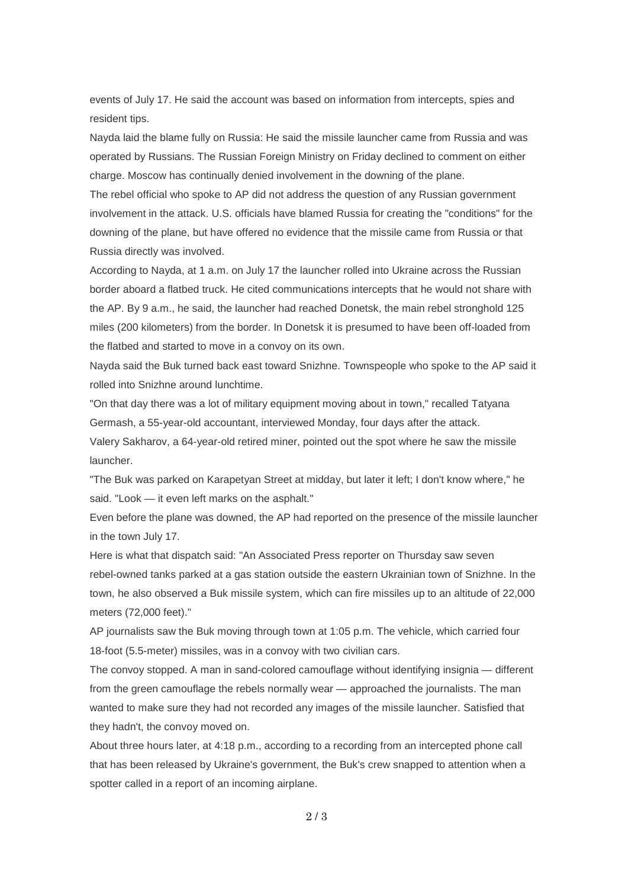events of July 17. He said the account was based on information from intercepts, spies and resident tips.

Nayda laid the blame fully on Russia: He said the missile launcher came from Russia and was operated by Russians. The Russian Foreign Ministry on Friday declined to comment on either charge. Moscow has continually denied involvement in the downing of the plane.

The rebel official who spoke to AP did not address the question of any Russian government involvement in the attack. U.S. officials have blamed Russia for creating the "conditions" for the downing of the plane, but have offered no evidence that the missile came from Russia or that Russia directly was involved.

According to Nayda, at 1 a.m. on July 17 the launcher rolled into Ukraine across the Russian border aboard a flatbed truck. He cited communications intercepts that he would not share with the AP. By 9 a.m., he said, the launcher had reached Donetsk, the main rebel stronghold 125 miles (200 kilometers) from the border. In Donetsk it is presumed to have been off-loaded from the flatbed and started to move in a convoy on its own.

Nayda said the Buk turned back east toward Snizhne. Townspeople who spoke to the AP said it rolled into Snizhne around lunchtime.

"On that day there was a lot of military equipment moving about in town," recalled Tatyana Germash, a 55-year-old accountant, interviewed Monday, four days after the attack.

Valery Sakharov, a 64-year-old retired miner, pointed out the spot where he saw the missile launcher.

"The Buk was parked on Karapetyan Street at midday, but later it left; I don't know where," he said. "Look — it even left marks on the asphalt."

Even before the plane was downed, the AP had reported on the presence of the missile launcher in the town July 17.

Here is what that dispatch said: "An Associated Press reporter on Thursday saw seven rebel-owned tanks parked at a gas station outside the eastern Ukrainian town of Snizhne. In the town, he also observed a Buk missile system, which can fire missiles up to an altitude of 22,000 meters (72,000 feet)."

AP journalists saw the Buk moving through town at 1:05 p.m. The vehicle, which carried four 18-foot (5.5-meter) missiles, was in a convoy with two civilian cars.

The convoy stopped. A man in sand-colored camouflage without identifying insignia — different from the green camouflage the rebels normally wear — approached the journalists. The man wanted to make sure they had not recorded any images of the missile launcher. Satisfied that they hadn't, the convoy moved on.

About three hours later, at 4:18 p.m., according to a recording from an intercepted phone call that has been released by Ukraine's government, the Buk's crew snapped to attention when a spotter called in a report of an incoming airplane.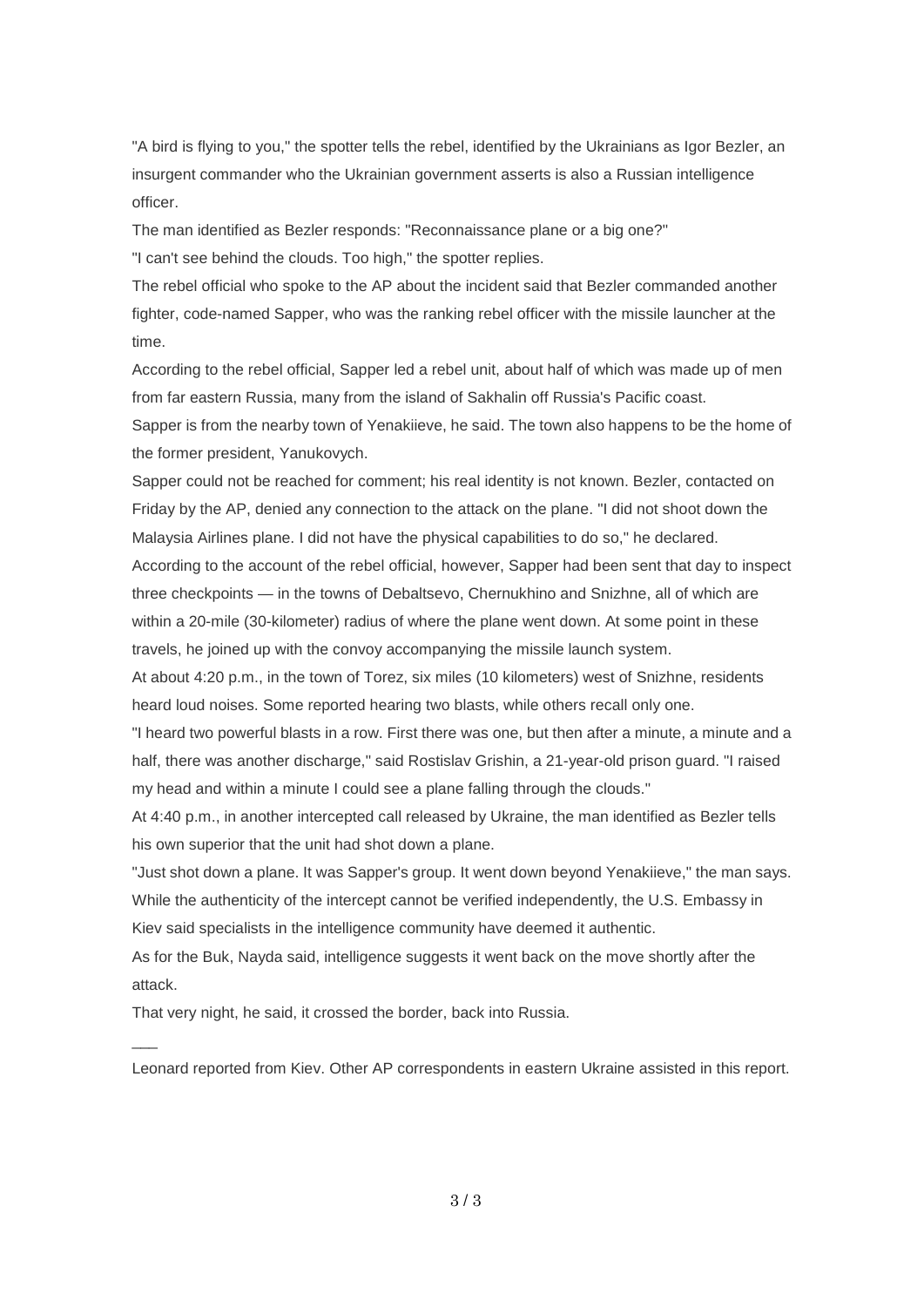"A bird is flying to you," the spotter tells the rebel, identified by the Ukrainians as Igor Bezler, an insurgent commander who the Ukrainian government asserts is also a Russian intelligence officer.

The man identified as Bezler responds: "Reconnaissance plane or a big one?"

"I can't see behind the clouds. Too high," the spotter replies.

The rebel official who spoke to the AP about the incident said that Bezler commanded another fighter, code-named Sapper, who was the ranking rebel officer with the missile launcher at the time.

According to the rebel official, Sapper led a rebel unit, about half of which was made up of men from far eastern Russia, many from the island of Sakhalin off Russia's Pacific coast.

Sapper is from the nearby town of Yenakiieve, he said. The town also happens to be the home of the former president, Yanukovych.

Sapper could not be reached for comment; his real identity is not known. Bezler, contacted on Friday by the AP, denied any connection to the attack on the plane. "I did not shoot down the Malaysia Airlines plane. I did not have the physical capabilities to do so," he declared.

According to the account of the rebel official, however, Sapper had been sent that day to inspect three checkpoints — in the towns of Debaltsevo, Chernukhino and Snizhne, all of which are within a 20-mile (30-kilometer) radius of where the plane went down. At some point in these travels, he joined up with the convoy accompanying the missile launch system.

At about 4:20 p.m., in the town of Torez, six miles (10 kilometers) west of Snizhne, residents heard loud noises. Some reported hearing two blasts, while others recall only one.

"I heard two powerful blasts in a row. First there was one, but then after a minute, a minute and a half, there was another discharge," said Rostislav Grishin, a 21-year-old prison guard. "I raised my head and within a minute I could see a plane falling through the clouds."

At 4:40 p.m., in another intercepted call released by Ukraine, the man identified as Bezler tells his own superior that the unit had shot down a plane.

"Just shot down a plane. It was Sapper's group. It went down beyond Yenakiieve," the man says. While the authenticity of the intercept cannot be verified independently, the U.S. Embassy in Kiev said specialists in the intelligence community have deemed it authentic.

As for the Buk, Nayda said, intelligence suggests it went back on the move shortly after the attack.

That very night, he said, it crossed the border, back into Russia.

\_\_\_

Leonard reported from Kiev. Other AP correspondents in eastern Ukraine assisted in this report.